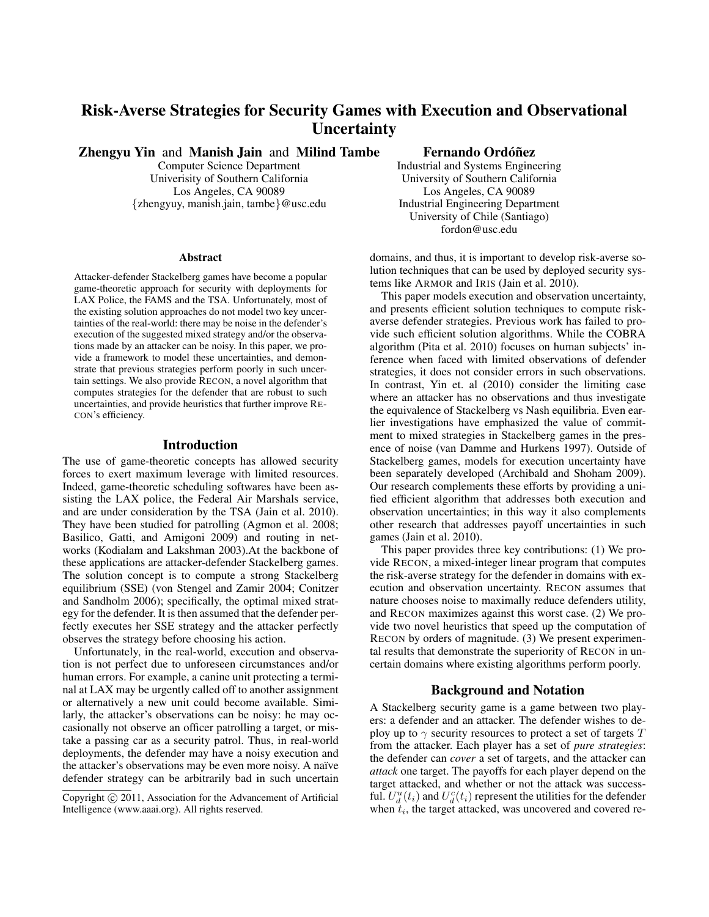# Risk-Averse Strategies for Security Games with Execution and Observational Uncertainty

**Zhengyu Yin** and **Manish Jain** and **Milind Tambe**
Computer Science Department
Univeristy of Southern California
Los Angeles, CA 90089
{zhengyuy, manish.jain, tambe}@usc.edu

**Fernando Ordóñez**
Industrial and Systems Engineering
University of Southern California
Los Angeles, CA 90089
Industrial Engineering Department
University of Chile (Santiago)
fordon@usc.edu

### Abstract

Attacker-defender Stackelberg games have become a popular game-theoretic approach for security with deployments for LAX Police, the FAMS and the TSA. Unfortunately, most of the existing solution approaches do not model two key uncertainties of the real-world: there may be noise in the defender's execution of the suggested mixed strategy and/or the observations made by an attacker can be noisy. In this paper, we provide a framework to model these uncertainties, and demonstrate that previous strategies perform poorly in such uncertain settings. We also provide RECON, a novel algorithm that computes strategies for the defender that are robust to such uncertainties, and provide heuristics that further improve RECON's efficiency.

## Introduction

The use of game-theoretic concepts has allowed security forces to exert maximum leverage with limited resources. Indeed, game-theoretic scheduling softwares have been assisting the LAX police, the Federal Air Marshals service, and are under consideration by the TSA (Jain et al. 2010). They have been studied for patrolling (Agmon et al. 2008; Basilico, Gatti, and Amigoni 2009) and routing in networks (Kodialam and Lakshman 2003).At the backbone of these applications are attacker-defender Stackelberg games. The solution concept is to compute a strong Stackelberg equilibrium (SSE) (von Stengel and Zamir 2004; Conitzer and Sandholm 2006); specifically, the optimal mixed strategy for the defender. It is then assumed that the defender perfectly executes her SSE strategy and the attacker perfectly observes the strategy before choosing his action.

Unfortunately, in the real-world, execution and observation is not perfect due to unforeseen circumstances and/or human errors. For example, a canine unit protecting a terminal at LAX may be urgently called off to another assignment or alternatively a new unit could become available. Similarly, the attacker's observations can be noisy: he may occasionally not observe an officer patrolling a target, or mistake a passing car as a security patrol. Thus, in real-world deployments, the defender may have a noisy execution and the attacker's observations may be even more noisy. A naïve defender strategy can be arbitrarily bad in such uncertain domains, and thus, it is important to develop risk-averse solution techniques that can be used by deployed security systems like ARMOR and IRIS (Jain et al. 2010).

This paper models execution and observation uncertainty, and presents efficient solution techniques to compute risk-averse defender strategies. Previous work has failed to provide such efficient solution algorithms. While the COBRA algorithm (Pita et al. 2010) focuses on human subjects' inference when faced with limited observations of defender strategies, it does not consider errors in such observations. In contrast, Yin et. al (2010) consider the limiting case where an attacker has no observations and thus investigate the equivalence of Stackelberg vs Nash equilibria. Even earlier investigations have emphasized the value of commitment to mixed strategies in Stackelberg games in the presence of noise (van Damme and Hurkens 1997). Outside of Stackelberg games, models for execution uncertainty have been separately developed (Archibald and Shoham 2009). Our research complements these efforts by providing a unified efficient algorithm that addresses both execution and observation uncertainties; in this way it also complements other research that addresses payoff uncertainties in such games (Jain et al. 2010).

This paper provides three key contributions: (1) We provide RECON, a mixed-integer linear program that computes the risk-averse strategy for the defender in domains with execution and observation uncertainty. RECON assumes that nature chooses noise to maximally reduce defenders utility, and RECON maximizes against this worst case. (2) We provide two novel heuristics that speed up the computation of RECON by orders of magnitude. (3) We present experimental results that demonstrate the superiority of RECON in uncertain domains where existing algorithms perform poorly.

## Background and Notation

A Stackelberg security game is a game between two players: a defender and an attacker. The defender wishes to deploy up to $\gamma$ security resources to protect a set of targets $T$ from the attacker. Each player has a set of *pure strategies*: the defender can *cover* a set of targets, and the attacker can *attack* one target. The payoffs for each player depend on the target attacked, and whether or not the attack was successful. $U_d^u(t_i)$ and $U_d^c(t_i)$ represent the utilities for the defender when $t_i$, the target attacked, was uncovered and covered re-

Copyright © 2011, Association for the Advancement of Artificial Intelligence (www.aaai.org). All rights reserved.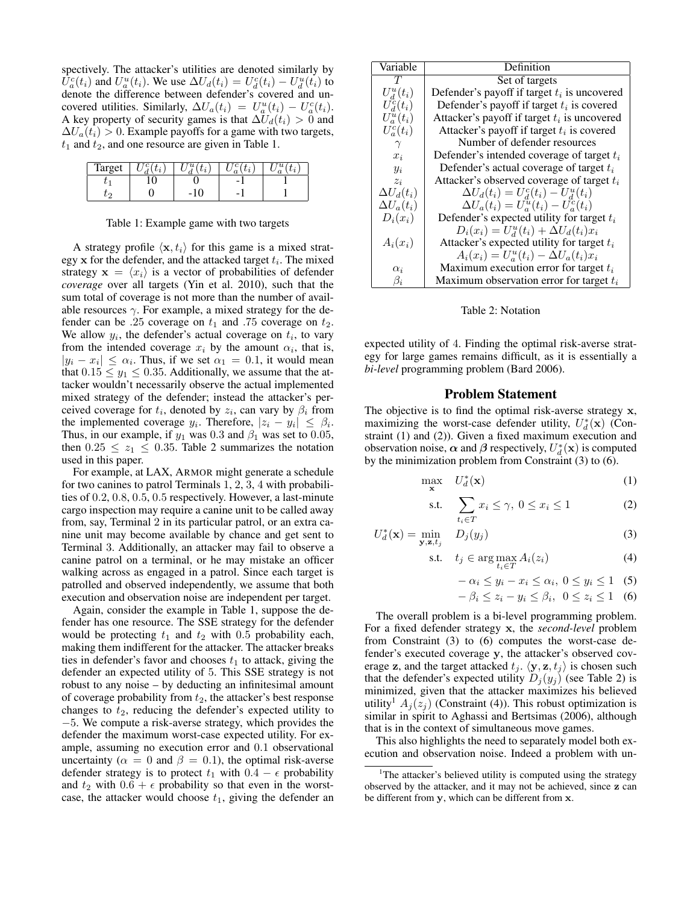spectively. The attacker's utilities are denoted similarly by $U_a^c(t_i)$ and $U_a^u(t_i)$. We use $\Delta U_d(t_i) = U_d^c(t_i) - U_d^u(t_i)$ to denote the difference between defender's covered and uncovered utilities. Similarly, $\Delta U_a(t_i) = U_a^u(t_i) - U_a^c(t_i)$. A key property of security games is that $\Delta U_d(t_i) > 0$ and $\Delta U_a(t_i) > 0$. Example payoffs for a game with two targets, $t_1$ and $t_2$, and one resource are given in Table 1.

| Target | $U_d^c(t_i)$ | $U_d^u(t_i)$ | $U_a^c(t_i)$ | $U_a^u(t_i)$ |
|---|---|---|---|---|
| $t_1$ | 10 | 0 | -1 | 1 |
| $t_2$ | 0 | -10 | -1 | 1 |

Table 1: Example game with two targets

A strategy profile $\langle \mathbf{x}, t_i \rangle$ for this game is a mixed strategy $\mathbf{x}$ for the defender, and the attacked target $t_i$. The mixed strategy $\mathbf{x} = \langle x_i \rangle$ is a vector of probabilities of defender *coverage* over all targets (Yin et al. 2010), such that the sum total of coverage is not more than the number of available resources $\gamma$. For example, a mixed strategy for the defender can be .25 coverage on $t_1$ and .75 coverage on $t_2$. We allow $y_i$, the defender's actual coverage on $t_i$, to vary from the intended coverage $x_i$ by the amount $\alpha_i$, that is, $|y_i - x_i| \leq \alpha_i$. Thus, if we set $\alpha_1 = 0.1$, it would mean that $0.15 \leq y_1 \leq 0.35$. Additionally, we assume that the attacker wouldn't necessarily observe the actual implemented mixed strategy of the defender; instead the attacker's perceived coverage for $t_i$, denoted by $z_i$, can vary by $\beta_i$ from the implemented coverage $y_i$. Therefore, $|z_i - y_i| \leq \beta_i$. Thus, in our example, if $y_1$ was 0.3 and $\beta_1$ was set to 0.05, then $0.25 \leq z_1 \leq 0.35$. Table 2 summarizes the notation used in this paper.

For example, at LAX, ARMOR might generate a schedule for two canines to patrol Terminals 1, 2, 3, 4 with probabilities of 0.2, 0.8, 0.5, 0.5 respectively. However, a last-minute cargo inspection may require a canine unit to be called away from, say, Terminal 2 in its particular patrol, or an extra canine unit may become available by chance and get sent to Terminal 3. Additionally, an attacker may fail to observe a canine patrol on a terminal, or he may mistake an officer walking across as engaged in a patrol. Since each target is patrolled and observed independently, we assume that both execution and observation noise are independent per target.

Again, consider the example in Table 1, suppose the defender has one resource. The SSE strategy for the defender would be protecting $t_1$ and $t_2$ with 0.5 probability each, making them indifferent for the attacker. The attacker breaks ties in defender's favor and chooses $t_1$ to attack, giving the defender an expected utility of 5. This SSE strategy is not robust to any noise – by deducting an infinitesimal amount of coverage probability from $t_2$, the attacker's best response changes to $t_2$, reducing the defender's expected utility to $-5$. We compute a risk-averse strategy, which provides the defender the maximum worst-case expected utility. For example, assuming no execution error and 0.1 observational uncertainty ($\alpha = 0$ and $\beta = 0.1$), the optimal risk-averse defender strategy is to protect $t_1$ with $0.4 - \epsilon$ probability and $t_2$ with $0.6 + \epsilon$ probability so that even in the worst-case, the attacker would choose $t_1$, giving the defender an expected utility of 4. Finding the optimal risk-averse strategy for large games remains difficult, as it is essentially a *bi-level* programming problem (Bard 2006).

| Variable | Definition |
|---|---|
| $T$ | Set of targets |
| $U_d^u(t_i)$ | Defender's payoff if target $t_i$ is uncovered |
| $U_d^c(t_i)$ | Defender's payoff if target $t_i$ is covered |
| $U_a^u(t_i)$ | Attacker's payoff if target $t_i$ is uncovered |
| $U_a^c(t_i)$ | Attacker's payoff if target $t_i$ is covered |
| $\gamma$ | Number of defender resources |
| $x_i$ | Defender's intended coverage of target $t_i$ |
| $y_i$ | Defender's actual coverage of target $t_i$ |
| $z_i$ | Attacker's observed coverage of target $t_i$ |
| $\Delta U_d(t_i)$ | $\Delta U_d(t_i) = U_d^c(t_i) - U_d^u(t_i)$ |
| $\Delta U_a(t_i)$ | $\Delta U_a(t_i) = U_a^u(t_i) - U_a^c(t_i)$ |
| $D_i(x_i)$ | Defender's expected utility for target $t_i$ $D_i(x_i) = U_d^u(t_i) + \Delta U_d(t_i) x_i$ |
| $A_i(x_i)$ | Attacker's expected utility for target $t_i$ $A_i(x_i) = U_a^u(t_i) - \Delta U_a(t_i) x_i$ |
| $\alpha_i$ | Maximum execution error for target $t_i$ |
| $\beta_i$ | Maximum observation error for target $t_i$ |

Table 2: Notation

## Problem Statement

The objective is to find the optimal risk-averse strategy $\mathbf{x}$, maximizing the worst-case defender utility, $U_d^*(\mathbf{x})$ (Constraint (1) and (2)). Given a fixed maximum execution and observation noise, $\boldsymbol{\alpha}$ and $\boldsymbol{\beta}$ respectively, $U_d^*(\mathbf{x})$ is computed by the minimization problem from Constraint (3) to (6).

$$\max_{\mathbf{x}} \quad U_d^*(\mathbf{x}) \tag{1}$$

$$\text{s.t.} \quad \sum_{t_i \in T} x_i \leq \gamma, \; 0 \leq x_i \leq 1 \tag{2}$$

$$U_d^*(\mathbf{x}) = \min_{\mathbf{y}, \mathbf{z}, t_j} \quad D_j(y_j) \tag{3}$$

$$\text{s.t.} \quad t_j \in \arg\max_{t_i \in T} A_i(z_i) \tag{4}$$

$$-\alpha_i \leq y_i - x_i \leq \alpha_i, \; 0 \leq y_i \leq 1 \tag{5}$$

$$-\beta_i \leq z_i - y_i \leq \beta_i, \; 0 \leq z_i \leq 1 \tag{6}$$

The overall problem is a bi-level programming problem. For a fixed defender strategy $\mathbf{x}$, the *second-level* problem from Constraint (3) to (6) computes the worst-case defender's executed coverage $\mathbf{y}$, the attacker's observed coverage $\mathbf{z}$, and the target attacked $t_j$. $\langle \mathbf{y}, \mathbf{z}, t_j \rangle$ is chosen such that the defender's expected utility $D_j(y_j)$ (see Table 2) is minimized, given that the attacker maximizes his believed utility[1] $A_j(z_j)$ (Constraint (4)). This robust optimization is similar in spirit to Aghassi and Bertsimas (2006), although that is in the context of simultaneous move games.

This also highlights the need to separately model both execution and observation noise. Indeed a problem with un-

[1] The attacker's believed utility is computed using the strategy observed by the attacker, and it may not be achieved, since $\mathbf{z}$ can be different from $\mathbf{y}$, which can be different from $\mathbf{x}$.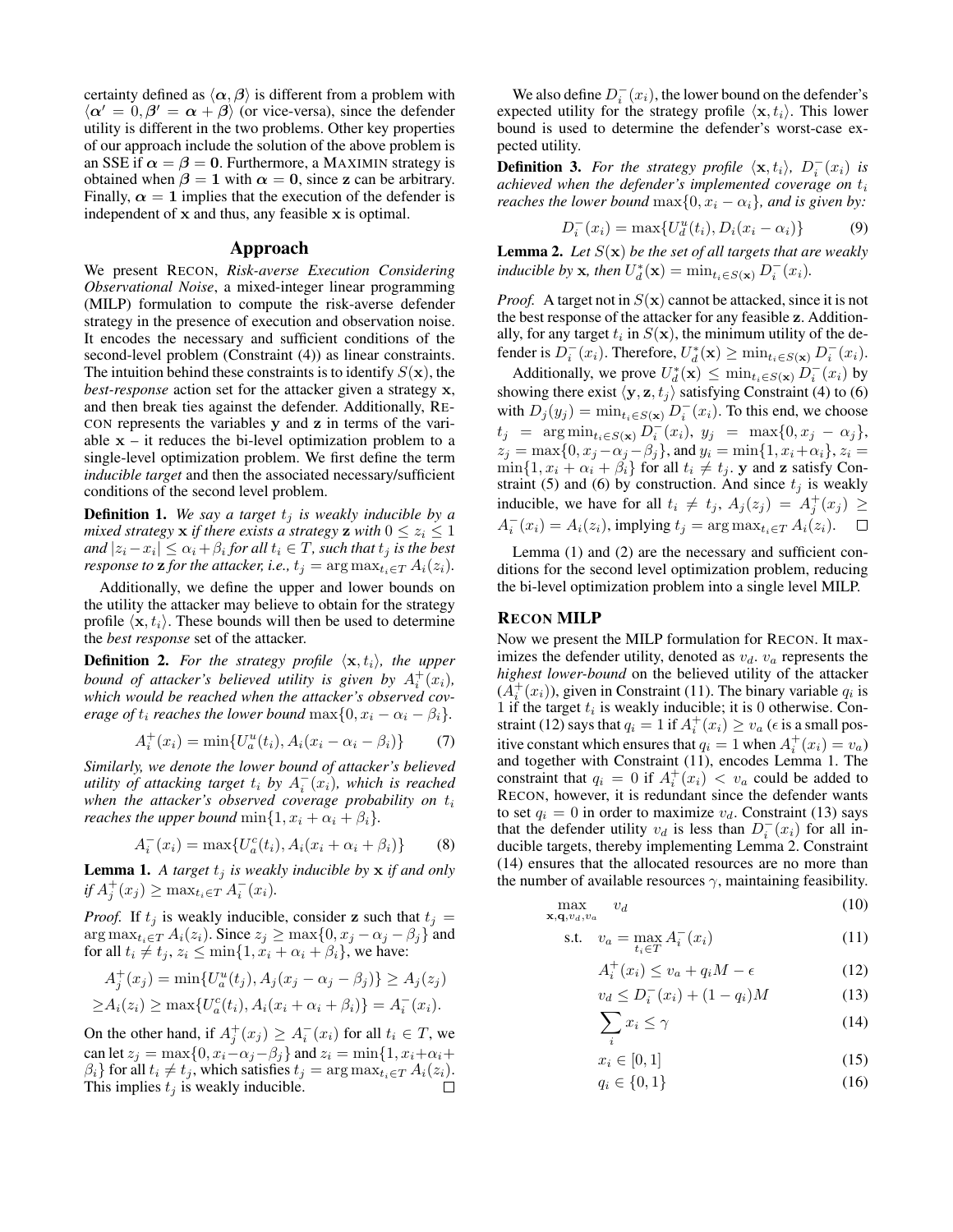certainty defined as $\langle \boldsymbol{\alpha}, \boldsymbol{\beta} \rangle$ is different from a problem with $\langle \boldsymbol{\alpha}' = 0, \boldsymbol{\beta}' = \boldsymbol{\alpha} + \boldsymbol{\beta} \rangle$ (or vice-versa), since the defender utility is different in the two problems. Other key properties of our approach include the solution of the above problem is an SSE if $\boldsymbol{\alpha} = \boldsymbol{\beta} = \mathbf{0}$. Furthermore, a MAXIMIN strategy is obtained when $\boldsymbol{\beta} = \mathbf{1}$ with $\boldsymbol{\alpha} = \mathbf{0}$, since $\mathbf{z}$ can be arbitrary. Finally, $\boldsymbol{\alpha} = \mathbf{1}$ implies that the execution of the defender is independent of $\mathbf{x}$ and thus, any feasible $\mathbf{x}$ is optimal.

## Approach

We present RECON, *Risk-averse Execution Considering Observational Noise*, a mixed-integer linear programming (MILP) formulation to compute the risk-averse defender strategy in the presence of execution and observation noise. It encodes the necessary and sufficient conditions of the second-level problem (Constraint (4)) as linear constraints. The intuition behind these constraints is to identify $S(\mathbf{x})$, the *best-response* action set for the attacker given a strategy $\mathbf{x}$, and then break ties against the defender. Additionally, RECON represents the variables $\mathbf{y}$ and $\mathbf{z}$ in terms of the variable $\mathbf{x}$ – it reduces the bi-level optimization problem to a single-level optimization problem. We first define the term *inducible target* and then the associated necessary/sufficient conditions of the second level problem.

**Definition 1.** *We say a target $t_j$ is weakly inducible by a mixed strategy $\mathbf{x}$ if there exists a strategy $\mathbf{z}$ with $0 \le z_i \le 1$ and $|z_i - x_i| \le \alpha_i + \beta_i$ for all $t_i \in T$, such that $t_j$ is the best response to $\mathbf{z}$ for the attacker, i.e., $t_j = \arg\max_{t_i \in T} A_i(z_i)$.*

Additionally, we define the upper and lower bounds on the utility the attacker may believe to obtain for the strategy profile $\langle \mathbf{x}, t_i \rangle$. These bounds will then be used to determine the *best response* set of the attacker.

**Definition 2.** *For the strategy profile $\langle \mathbf{x}, t_i \rangle$, the upper bound of attacker's believed utility is given by $A_i^+(x_i)$, which would be reached when the attacker's observed coverage of $t_i$ reaches the lower bound $\max\{0, x_i - \alpha_i - \beta_i\}$.*

$$A_i^+(x_i) = \min\{U_a^u(t_i), A_i(x_i - \alpha_i - \beta_i)\} \tag{7}$$

*Similarly, we denote the lower bound of attacker's believed utility of attacking target $t_i$ by $A_i^-(x_i)$, which is reached when the attacker's observed coverage probability on $t_i$ reaches the upper bound $\min\{1, x_i + \alpha_i + \beta_i\}$.*

$$A_i^-(x_i) = \max\{U_a^c(t_i), A_i(x_i + \alpha_i + \beta_i)\} \tag{8}$$

**Lemma 1.** *A target $t_j$ is weakly inducible by $\mathbf{x}$ if and only if $A_j^+(x_j) \ge \max_{t_i \in T} A_i^-(x_i)$.*

*Proof.* If $t_j$ is weakly inducible, consider $\mathbf{z}$ such that $t_j = \arg\max_{t_i \in T} A_i(z_i)$. Since $z_j \ge \max\{0, x_j - \alpha_j - \beta_j\}$ and for all $t_i \ne t_j$, $z_i \le \min\{1, x_i + \alpha_i + \beta_i\}$, we have:

$$A_j^+(x_j) = \min\{U_a^u(t_j), A_j(x_j - \alpha_j - \beta_j)\} \ge A_j(z_j)$$
$$\ge A_i(z_i) \ge \max\{U_a^c(t_i), A_i(x_i + \alpha_i + \beta_i)\} = A_i^-(x_i).$$

On the other hand, if $A_j^+(x_j) \ge A_i^-(x_i)$ for all $t_i \in T$, we can let $z_j = \max\{0, x_j - \alpha_j - \beta_j\}$ and $z_i = \min\{1, x_i + \alpha_i + \beta_i\}$ for all $t_i \ne t_j$, which satisfies $t_j = \arg\max_{t_i \in T} A_i(z_i)$. This implies $t_j$ is weakly inducible. $\square$

We also define $D_i^-(x_i)$, the lower bound on the defender's expected utility for the strategy profile $\langle \mathbf{x}, t_i \rangle$. This lower bound is used to determine the defender's worst-case expected utility.

**Definition 3.** *For the strategy profile $\langle \mathbf{x}, t_i \rangle$, $D_i^-(x_i)$ is achieved when the defender's implemented coverage on $t_i$ reaches the lower bound $\max\{0, x_i - \alpha_i\}$, and is given by:*

$$D_i^-(x_i) = \max\{U_d^u(t_i), D_i(x_i - \alpha_i)\} \tag{9}$$

**Lemma 2.** *Let $S(\mathbf{x})$ be the set of all targets that are weakly inducible by $\mathbf{x}$, then $U_d^*(\mathbf{x}) = \min_{t_i \in S(\mathbf{x})} D_i^-(x_i)$.*

*Proof.* A target not in $S(\mathbf{x})$ cannot be attacked, since it is not the best response of the attacker for any feasible $\mathbf{z}$. Additionally, for any target $t_i$ in $S(\mathbf{x})$, the minimum utility of the defender is $D_i^-(x_i)$. Therefore, $U_d^*(\mathbf{x}) \ge \min_{t_i \in S(\mathbf{x})} D_i^-(x_i)$.

Additionally, we prove $U_d^*(\mathbf{x}) \le \min_{t_i \in S(\mathbf{x})} D_i^-(x_i)$ by showing there exist $\langle \mathbf{y}, \mathbf{z}, t_j \rangle$ satisfying Constraint (4) to (6) with $D_j(y_j) = \min_{t_i \in S(\mathbf{x})} D_i^-(x_i)$. To this end, we choose $t_j = \arg\min_{t_i \in S(\mathbf{x})} D_i^-(x_i)$, $y_j = \max\{0, x_j - \alpha_j\}$, $z_j = \max\{0, x_j - \alpha_j - \beta_j\}$, and $y_i = \min\{1, x_i + \alpha_i\}$, $z_i = \min\{1, x_i + \alpha_i + \beta_i\}$ for all $t_i \ne t_j$. $\mathbf{y}$ and $\mathbf{z}$ satisfy Constraint (5) and (6) by construction. And since $t_j$ is weakly inducible, we have for all $t_i \ne t_j$, $A_j(z_j) = A_j^+(x_j) \ge A_i^-(x_i) = A_i(z_i)$, implying $t_j = \arg\max_{t_i \in T} A_i(z_i)$. $\square$

Lemma (1) and (2) are the necessary and sufficient conditions for the second level optimization problem, reducing the bi-level optimization problem into a single level MILP.

### RECON MILP

Now we present the MILP formulation for RECON. It maximizes the defender utility, denoted as $v_d$. $v_a$ represents the *highest lower-bound* on the believed utility of the attacker ($A_i^+(x_i)$), given in Constraint (11). The binary variable $q_i$ is 1 if the target $t_i$ is weakly inducible; it is 0 otherwise. Constraint (12) says that $q_i = 1$ if $A_i^+(x_i) \ge v_a$ ($\epsilon$ is a small positive constant which ensures that $q_i = 1$ when $A_i^+(x_i) = v_a$) and together with Constraint (11), encodes Lemma 1. The constraint that $q_i = 0$ if $A_i^+(x_i) < v_a$ could be added to RECON, however, it is redundant since the defender wants to set $q_i = 0$ in order to maximize $v_d$. Constraint (13) says that the defender utility $v_d$ is less than $D_i^-(x_i)$ for all inducible targets, thereby implementing Lemma 2. Constraint (14) ensures that the allocated resources are no more than the number of available resources $\gamma$, maintaining feasibility.

$$\max_{\mathbf{x}, \mathbf{q}, v_d, v_a} \quad v_d \tag{10}$$

$$\text{s.t.} \quad v_a = \max_{t_i \in T} A_i^-(x_i) \tag{11}$$

$$A_i^+(x_i) \le v_a + q_i M - \epsilon \tag{12}$$

$$v_d \le D_i^-(x_i) + (1 - q_i) M \tag{13}$$

$$\sum_i x_i \le \gamma \tag{14}$$

$$x_i \in [0, 1] \tag{15}$$

$$q_i \in \{0, 1\} \tag{16}$$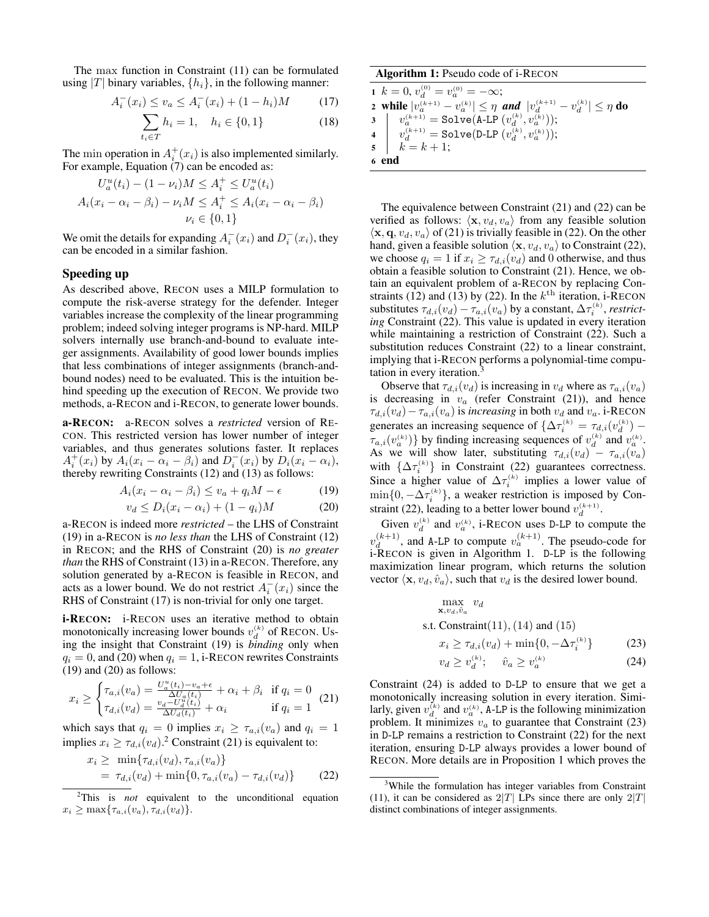The max function in Constraint (11) can be formulated using $|T|$ binary variables, $\{h_i\}$, in the following manner:

$$A_i^-(x_i) \le v_a \le A_i^-(x_i) + (1 - h_i)M \tag{17}$$

$$\sum_{t_i \in T} h_i = 1, \quad h_i \in \{0, 1\} \tag{18}$$

The min operation in $A_i^+(x_i)$ is also implemented similarly. For example, Equation (7) can be encoded as:

$$U_a^u(t_i) - (1 - \nu_i)M \le A_i^+ \le U_a^u(t_i)$$
$$A_i(x_i - \alpha_i - \beta_i) - \nu_i M \le A_i^+ \le A_i(x_i - \alpha_i - \beta_i)$$
$$\nu_i \in \{0, 1\}$$

We omit the details for expanding $A_i^-(x_i)$ and $D_i^-(x_i)$, they can be encoded in a similar fashion.

## Speeding up

As described above, RECON uses a MILP formulation to compute the risk-averse strategy for the defender. Integer variables increase the complexity of the linear programming problem; indeed solving integer programs is NP-hard. MILP solvers internally use branch-and-bound to evaluate integer assignments. Availability of good lower bounds implies that less combinations of integer assignments (branch-and-bound nodes) need to be evaluated. This is the intuition behind speeding up the execution of RECON. We provide two methods, a-RECON and i-RECON, to generate lower bounds.

**a-RECON:** a-RECON solves a *restricted* version of RECON. This restricted version has lower number of integer variables, and thus generates solutions faster. It replaces $A_i^+(x_i)$ by $A_i(x_i - \alpha_i - \beta_i)$ and $D_i^-(x_i)$ by $D_i(x_i - \alpha_i)$, thereby rewriting Constraints (12) and (13) as follows:

$$A_i(x_i - \alpha_i - \beta_i) \le v_a + q_i M - \epsilon \tag{19}$$

$$v_d \le D_i(x_i - \alpha_i) + (1 - q_i)M \tag{20}$$

a-RECON is indeed more *restricted* – the LHS of Constraint (19) in a-RECON is *no less than* the LHS of Constraint (12) in RECON; and the RHS of Constraint (20) is *no greater than* the RHS of Constraint (13) in a-RECON. Therefore, any solution generated by a-RECON is feasible in RECON, and acts as a lower bound. We do not restrict $A_i^-(x_i)$ since the RHS of Constraint (17) is non-trivial for only one target.

**i-RECON:** i-RECON uses an iterative method to obtain monotonically increasing lower bounds $v_d^{(k)}$ of RECON. Using the insight that Constraint (19) is *binding* only when $q_i = 0$, and (20) when $q_i = 1$, i-RECON rewrites Constraints (19) and (20) as follows:

$$x_i \ge \begin{cases} \tau_{a,i}(v_a) = \frac{U_a^u(t_i) - v_a + \epsilon}{\Delta U_a(t_i)} + \alpha_i + \beta_i & \text{if } q_i = 0 \\ \tau_{d,i}(v_d) = \frac{v_d - U_d^u(t_i)}{\Delta U_d(t_i)} + \alpha_i & \text{if } q_i = 1 \end{cases} \tag{21}$$

which says that $q_i = 0$ implies $x_i \ge \tau_{a,i}(v_a)$ and $q_i = 1$ implies $x_i \ge \tau_{d,i}(v_d)$.[2] Constraint (21) is equivalent to:

$$\begin{aligned} x_i \ge\ & \min\{\tau_{d,i}(v_d), \tau_{a,i}(v_a)\} \\ =\ & \tau_{d,i}(v_d) + \min\{0, \tau_{a,i}(v_a) - \tau_{d,i}(v_d)\} \end{aligned} \tag{22}$$

[2] This is *not* equivalent to the unconditional equation $x_i \ge \max\{\tau_{a,i}(v_a), \tau_{d,i}(v_d)\}$.

**Algorithm 1:** Pseudo code of i-RECON

```
1 k = 0, v_d^(0) = v_a^(0) = −∞;
2 while |v_a^(k+1) − v_a^(k)| ≤ η and |v_d^(k+1) − v_d^(k)| ≤ η do
3     v_a^(k+1) = Solve(A-LP (v_d^(k), v_a^(k)));
4     v_d^(k+1) = Solve(D-LP (v_d^(k), v_a^(k)));
5     k = k + 1;
6 end
```

The equivalence between Constraint (21) and (22) can be verified as follows: $\langle \mathbf{x}, v_d, v_a \rangle$ from any feasible solution $\langle \mathbf{x}, \mathbf{q}, v_d, v_a \rangle$ of (21) is trivially feasible in (22). On the other hand, given a feasible solution $\langle \mathbf{x}, v_d, v_a \rangle$ to Constraint (22), we choose $q_i = 1$ if $x_i \ge \tau_{d,i}(v_d)$ and 0 otherwise, and thus obtain a feasible solution to Constraint (21). Hence, we obtain an equivalent problem of a-RECON by replacing Constraints (12) and (13) by (22). In the $k^{\text{th}}$ iteration, i-RECON substitutes $\tau_{d,i}(v_d) - \tau_{a,i}(v_a)$ by a constant, $\Delta\tau_i^{(k)}$, *restricting* Constraint (22). This value is updated in every iteration while maintaining a restriction of Constraint (22). Such a substitution reduces Constraint (22) to a linear constraint, implying that i-RECON performs a polynomial-time computation in every iteration.[3]

Observe that $\tau_{d,i}(v_d)$ is increasing in $v_d$ where as $\tau_{a,i}(v_a)$ is decreasing in $v_a$ (refer Constraint (21)), and hence $\tau_{d,i}(v_d) - \tau_{a,i}(v_a)$ is *increasing* in both $v_d$ and $v_a$. i-RECON generates an increasing sequence of $\{\Delta\tau_i^{(k)} = \tau_{d,i}(v_d^{(k)}) - \tau_{a,i}(v_a^{(k)})\}$ by finding increasing sequences of $v_d^{(k)}$ and $v_a^{(k)}$. As we will show later, substituting $\tau_{d,i}(v_d) - \tau_{a,i}(v_a)$ with $\{\Delta\tau_i^{(k)}\}$ in Constraint (22) guarantees correctness. Since a higher value of $\Delta\tau_i^{(k)}$ implies a lower value of $\min\{0, -\Delta\tau_i^{(k)}\}$, a weaker restriction is imposed by Constraint (22), leading to a better lower bound $v_d^{(k+1)}$.

Given $v_d^{(k)}$ and $v_a^{(k)}$, i-RECON uses D-LP to compute the $v_d^{(k+1)}$, and A-LP to compute $v_a^{(k+1)}$. The pseudo-code for i-RECON is given in Algorithm 1. D-LP is the following maximization linear program, which returns the solution vector $\langle \mathbf{x}, v_d, \hat{v}_a \rangle$, such that $v_d$ is the desired lower bound.

$$\max_{\mathbf{x}, v_d, \hat{v}_a} \ v_d$$

s.t. Constraint(11), (14) and (15)

$$x_i \ge \tau_{d,i}(v_d) + \min\{0, -\Delta\tau_i^{(k)}\} \tag{23}$$

$$v_d \ge v_d^{(k)}; \quad \hat{v}_a \ge v_a^{(k)} \tag{24}$$

Constraint (24) is added to D-LP to ensure that we get a monotonically increasing solution in every iteration. Similarly, given $v_d^{(k)}$ and $v_a^{(k)}$, A-LP is the following minimization problem. It minimizes $v_a$ to guarantee that Constraint (23) in D-LP remains a restriction to Constraint (22) for the next iteration, ensuring D-LP always provides a lower bound of RECON. More details are in Proposition 1 which proves the

[3] While the formulation has integer variables from Constraint (11), it can be considered as $2|T|$ LPs since there are only $2|T|$ distinct combinations of integer assignments.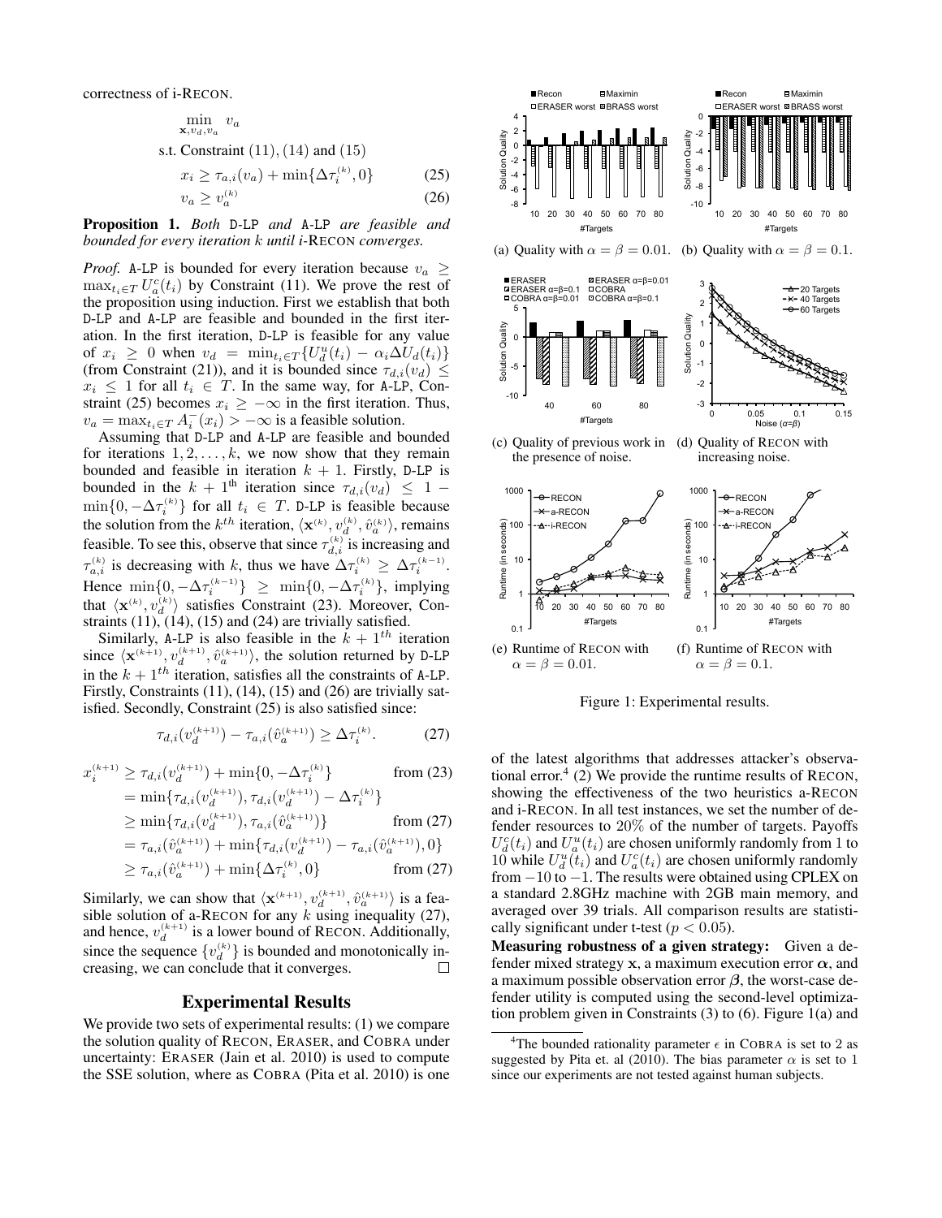correctness of i-RECON.

$$\min_{\mathbf{x}, v_d, v_a} \; v_a$$

s.t. Constraint (11), (14) and (15)

$$x_i \geq \tau_{a,i}(v_a) + \min\{\Delta\tau_i^{(k)}, 0\} \tag{25}$$

$$v_a \geq v_a^{(k)} \tag{26}$$

**Proposition 1.** *Both* D-LP *and* A-LP *are feasible and bounded for every iteration $k$ until i-*RECON *converges.*

*Proof.* A-LP is bounded for every iteration because $v_a \geq \max_{t_i \in T} U_a^c(t_i)$ by Constraint (11). We prove the rest of the proposition using induction. First we establish that both D-LP and A-LP are feasible and bounded in the first iteration. In the first iteration, D-LP is feasible for any value of $x_i \geq 0$ when $v_d = \min_{t_i \in T}\{U_d^u(t_i) - \alpha_i \Delta U_d(t_i)\}$ (from Constraint (21)), and it is bounded since $\tau_{d,i}(v_d) \leq x_i \leq 1$ for all $t_i \in T$. In the same way, for A-LP, Constraint (25) becomes $x_i \geq -\infty$ in the first iteration. Thus, $v_a = \max_{t_i \in T} A_i^-(x_i) > -\infty$ is a feasible solution.

Assuming that D-LP and A-LP are feasible and bounded for iterations $1, 2, \ldots, k$, we now show that they remain bounded and feasible in iteration $k+1$. Firstly, D-LP is bounded in the $k+1^{\text{th}}$ iteration since $\tau_{d,i}(v_d) \leq 1 - \min\{0, -\Delta\tau_i^{(k)}\}$ for all $t_i \in T$. D-LP is feasible because the solution from the $k^{th}$ iteration, $\langle \mathbf{x}^{(k)}, v_d^{(k)}, \hat{v}_a^{(k)} \rangle$, remains feasible. To see this, observe that since $\tau_{d,i}^{(k)}$ is increasing and $\tau_{a,i}^{(k)}$ is decreasing with $k$, thus we have $\Delta\tau_i^{(k)} \geq \Delta\tau_i^{(k-1)}$. Hence $\min\{0, -\Delta\tau_i^{(k-1)}\} \geq \min\{0, -\Delta\tau_i^{(k)}\}$, implying that $\langle \mathbf{x}^{(k)}, v_d^{(k)} \rangle$ satisfies Constraint (23). Moreover, Constraints (11), (14), (15) and (24) are trivially satisfied.

Similarly, A-LP is also feasible in the $k+1^{th}$ iteration since $\langle \mathbf{x}^{(k+1)}, v_d^{(k+1)}, \hat{v}_a^{(k+1)} \rangle$, the solution returned by D-LP in the $k+1^{th}$ iteration, satisfies all the constraints of A-LP. Firstly, Constraints (11), (14), (15) and (26) are trivially satisfied. Secondly, Constraint (25) is also satisfied since:

$$\tau_{d,i}(v_d^{(k+1)}) - \tau_{a,i}(\hat{v}_a^{(k+1)}) \geq \Delta\tau_i^{(k)}. \tag{27}$$

$$\begin{aligned}
x_i^{(k+1)} &\geq \tau_{d,i}(v_d^{(k+1)}) + \min\{0, -\Delta\tau_i^{(k)}\} && \text{from (23)} \\
&= \min\{\tau_{d,i}(v_d^{(k+1)}), \tau_{d,i}(v_d^{(k+1)}) - \Delta\tau_i^{(k)}\} \\
&\geq \min\{\tau_{d,i}(v_d^{(k+1)}), \tau_{a,i}(\hat{v}_a^{(k+1)})\} && \text{from (27)} \\
&= \tau_{a,i}(\hat{v}_a^{(k+1)}) + \min\{\tau_{d,i}(v_d^{(k+1)}) - \tau_{a,i}(\hat{v}_a^{(k+1)}), 0\} \\
&\geq \tau_{a,i}(\hat{v}_a^{(k+1)}) + \min\{\Delta\tau_i^{(k)}, 0\} && \text{from (27)}
\end{aligned}$$

Similarly, we can show that $\langle \mathbf{x}^{(k+1)}, v_d^{(k+1)}, \hat{v}_a^{(k+1)} \rangle$ is a feasible solution of a-RECON for any $k$ using inequality (27), and hence, $v_d^{(k+1)}$ is a lower bound of RECON. Additionally, since the sequence $\{v_d^{(k)}\}$ is bounded and monotonically increasing, we can conclude that it converges. □

## Experimental Results

We provide two sets of experimental results: (1) we compare the solution quality of RECON, ERASER, and COBRA under uncertainty: ERASER (Jain et al. 2010) is used to compute the SSE solution, where as COBRA (Pita et al. 2010) is one of the latest algorithms that addresses attacker's observational error.[4] (2) We provide the runtime results of RECON, showing the effectiveness of the two heuristics a-RECON and i-RECON. In all test instances, we set the number of defender resources to 20% of the number of targets. Payoffs $U_d^c(t_i)$ and $U_a^u(t_i)$ are chosen uniformly randomly from 1 to 10 while $U_d^u(t_i)$ and $U_a^c(t_i)$ are chosen uniformly randomly from $-10$ to $-1$. The results were obtained using CPLEX on a standard 2.8GHz machine with 2GB main memory, and averaged over 39 trials. All comparison results are statistically significant under t-test ($p < 0.05$).

**Measuring robustness of a given strategy:** Given a defender mixed strategy $\mathbf{x}$, a maximum execution error $\boldsymbol{\alpha}$, and a maximum possible observation error $\boldsymbol{\beta}$, the worst-case defender utility is computed using the second-level optimization problem given in Constraints (3) to (6). Figure 1(a) and

(a) Quality with $\alpha = \beta = 0.01$. (b) Quality with $\alpha = \beta = 0.1$.

(c) Quality of previous work in the presence of noise. (d) Quality of RECON with increasing noise.

(e) Runtime of RECON with $\alpha = \beta = 0.01$. (f) Runtime of RECON with $\alpha = \beta = 0.1$.

Figure 1: Experimental results.

[4] The bounded rationality parameter $\epsilon$ in COBRA is set to 2 as suggested by Pita et. al (2010). The bias parameter $\alpha$ is set to 1 since our experiments are not tested against human subjects.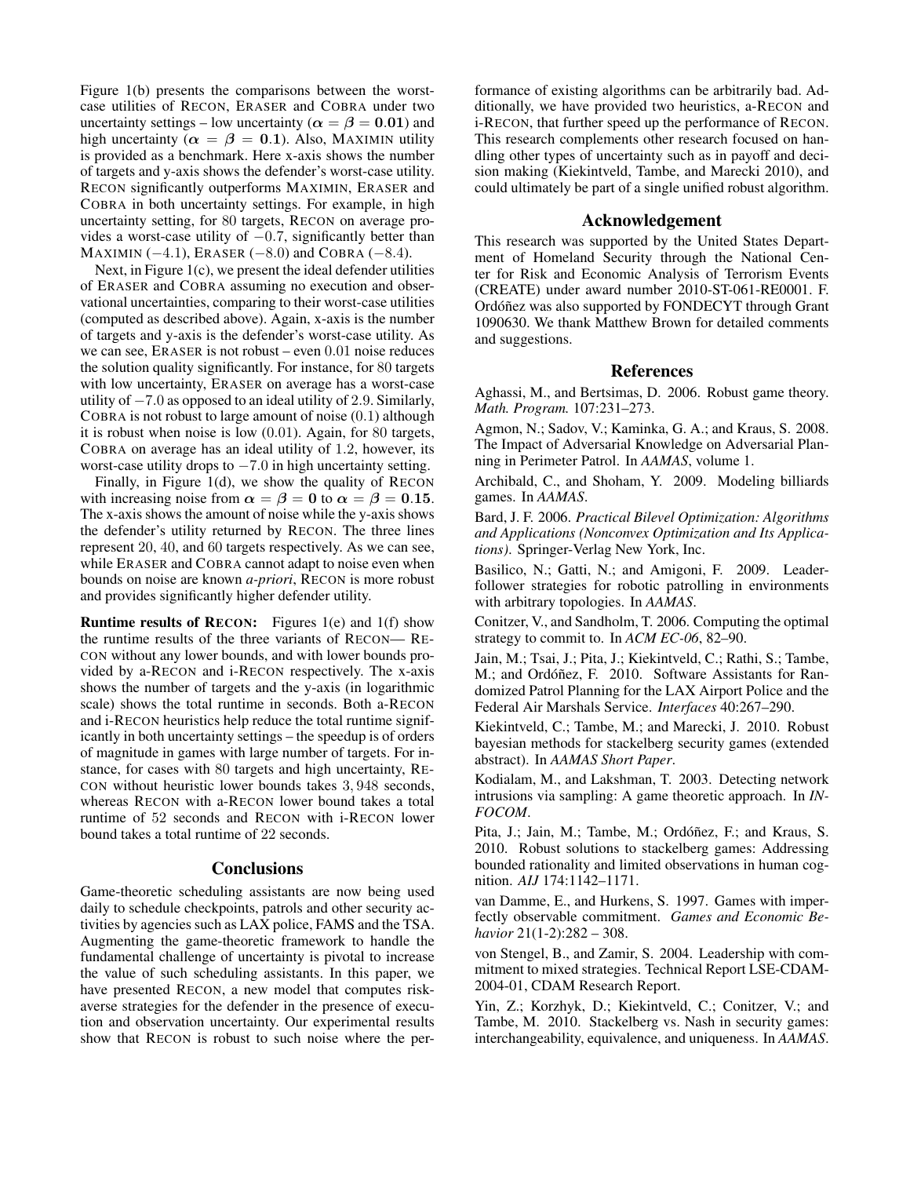Figure 1(b) presents the comparisons between the worst-case utilities of RECON, ERASER and COBRA under two uncertainty settings – low uncertainty ($\boldsymbol{\alpha} = \boldsymbol{\beta} = \mathbf{0.01}$) and high uncertainty ($\boldsymbol{\alpha} = \boldsymbol{\beta} = \mathbf{0.1}$). Also, MAXIMIN utility is provided as a benchmark. Here x-axis shows the number of targets and y-axis shows the defender's worst-case utility. RECON significantly outperforms MAXIMIN, ERASER and COBRA in both uncertainty settings. For example, in high uncertainty setting, for 80 targets, RECON on average provides a worst-case utility of $-0.7$, significantly better than MAXIMIN ($-4.1$), ERASER ($-8.0$) and COBRA ($-8.4$).

Next, in Figure 1(c), we present the ideal defender utilities of ERASER and COBRA assuming no execution and observational uncertainties, comparing to their worst-case utilities (computed as described above). Again, x-axis is the number of targets and y-axis is the defender's worst-case utility. As we can see, ERASER is not robust – even 0.01 noise reduces the solution quality significantly. For instance, for 80 targets with low uncertainty, ERASER on average has a worst-case utility of $-7.0$ as opposed to an ideal utility of 2.9. Similarly, COBRA is not robust to large amount of noise (0.1) although it is robust when noise is low (0.01). Again, for 80 targets, COBRA on average has an ideal utility of 1.2, however, its worst-case utility drops to $-7.0$ in high uncertainty setting.

Finally, in Figure 1(d), we show the quality of RECON with increasing noise from $\boldsymbol{\alpha} = \boldsymbol{\beta} = \mathbf{0}$ to $\boldsymbol{\alpha} = \boldsymbol{\beta} = \mathbf{0.15}$. The x-axis shows the amount of noise while the y-axis shows the defender's utility returned by RECON. The three lines represent 20, 40, and 60 targets respectively. As we can see, while ERASER and COBRA cannot adapt to noise even when bounds on noise are known *a-priori*, RECON is more robust and provides significantly higher defender utility.

**Runtime results of RECON:** Figures 1(e) and 1(f) show the runtime results of the three variants of RECON— RECON without any lower bounds, and with lower bounds provided by a-RECON and i-RECON respectively. The x-axis shows the number of targets and the y-axis (in logarithmic scale) shows the total runtime in seconds. Both a-RECON and i-RECON heuristics help reduce the total runtime significantly in both uncertainty settings – the speedup is of orders of magnitude in games with large number of targets. For instance, for cases with 80 targets and high uncertainty, RECON without heuristic lower bounds takes 3,948 seconds, whereas RECON with a-RECON lower bound takes a total runtime of 52 seconds and RECON with i-RECON lower bound takes a total runtime of 22 seconds.

## Conclusions

Game-theoretic scheduling assistants are now being used daily to schedule checkpoints, patrols and other security activities by agencies such as LAX police, FAMS and the TSA. Augmenting the game-theoretic framework to handle the fundamental challenge of uncertainty is pivotal to increase the value of such scheduling assistants. In this paper, we have presented RECON, a new model that computes risk-averse strategies for the defender in the presence of execution and observation uncertainty. Our experimental results show that RECON is robust to such noise where the performance of existing algorithms can be arbitrarily bad. Additionally, we have provided two heuristics, a-RECON and i-RECON, that further speed up the performance of RECON. This research complements other research focused on handling other types of uncertainty such as in payoff and decision making (Kiekintveld, Tambe, and Marecki 2010), and could ultimately be part of a single unified robust algorithm.

## Acknowledgement

This research was supported by the United States Department of Homeland Security through the National Center for Risk and Economic Analysis of Terrorism Events (CREATE) under award number 2010-ST-061-RE0001. F. Ordóñez was also supported by FONDECYT through Grant 1090630. We thank Matthew Brown for detailed comments and suggestions.

## References

Aghassi, M., and Bertsimas, D. 2006. Robust game theory. *Math. Program.* 107:231–273.

Agmon, N.; Sadov, V.; Kaminka, G. A.; and Kraus, S. 2008. The Impact of Adversarial Knowledge on Adversarial Planning in Perimeter Patrol. In *AAMAS*, volume 1.

Archibald, C., and Shoham, Y. 2009. Modeling billiards games. In *AAMAS*.

Bard, J. F. 2006. *Practical Bilevel Optimization: Algorithms and Applications (Nonconvex Optimization and Its Applications)*. Springer-Verlag New York, Inc.

Basilico, N.; Gatti, N.; and Amigoni, F. 2009. Leader-follower strategies for robotic patrolling in environments with arbitrary topologies. In *AAMAS*.

Conitzer, V., and Sandholm, T. 2006. Computing the optimal strategy to commit to. In *ACM EC-06*, 82–90.

Jain, M.; Tsai, J.; Pita, J.; Kiekintveld, C.; Rathi, S.; Tambe, M.; and Ordóñez, F. 2010. Software Assistants for Randomized Patrol Planning for the LAX Airport Police and the Federal Air Marshals Service. *Interfaces* 40:267–290.

Kiekintveld, C.; Tambe, M.; and Marecki, J. 2010. Robust bayesian methods for stackelberg security games (extended abstract). In *AAMAS Short Paper*.

Kodialam, M., and Lakshman, T. 2003. Detecting network intrusions via sampling: A game theoretic approach. In *INFOCOM*.

Pita, J.; Jain, M.; Tambe, M.; Ordóñez, F.; and Kraus, S. 2010. Robust solutions to stackelberg games: Addressing bounded rationality and limited observations in human cognition. *AIJ* 174:1142–1171.

van Damme, E., and Hurkens, S. 1997. Games with imperfectly observable commitment. *Games and Economic Behavior* 21(1-2):282 – 308.

von Stengel, B., and Zamir, S. 2004. Leadership with commitment to mixed strategies. Technical Report LSE-CDAM-2004-01, CDAM Research Report.

Yin, Z.; Korzhyk, D.; Kiekintveld, C.; Conitzer, V.; and Tambe, M. 2010. Stackelberg vs. Nash in security games: interchangeability, equivalence, and uniqueness. In *AAMAS*.